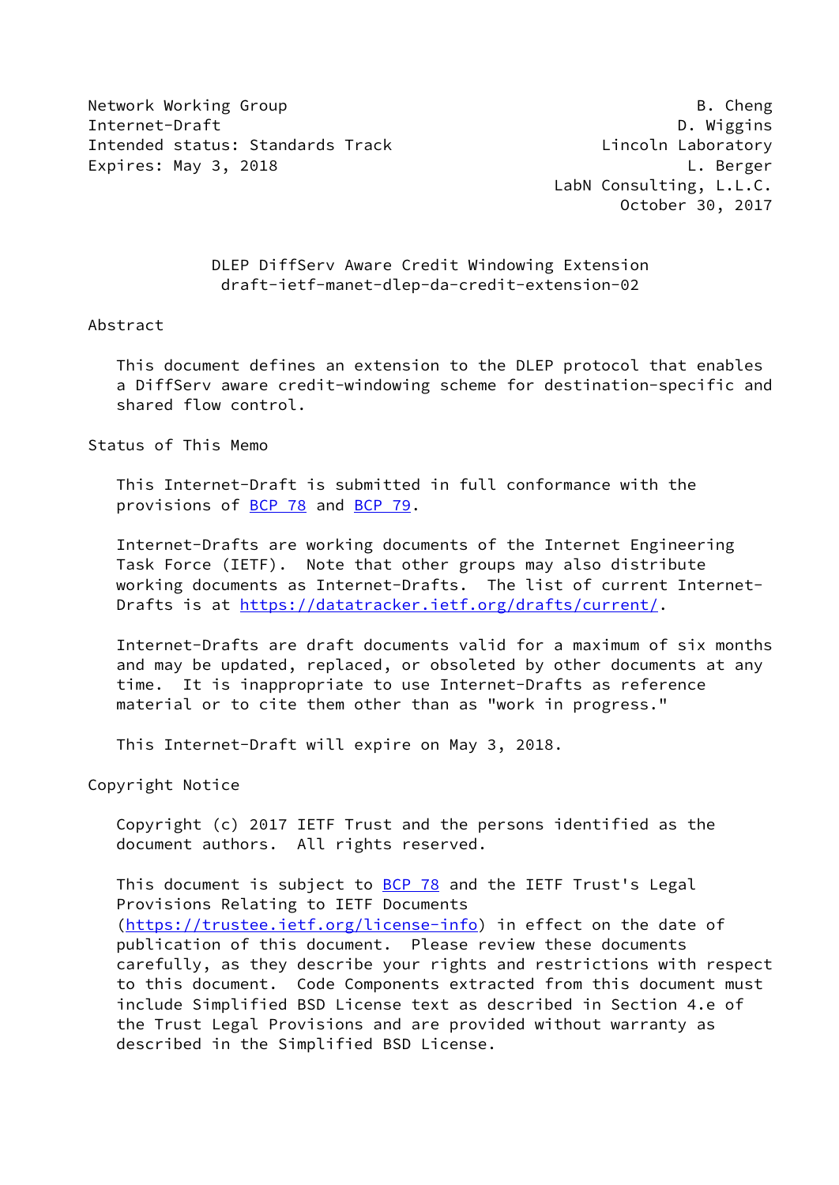Network Working Group B. Cheng
Internet-Draft D. Wiggins
Intended status: Standards Track Lincoln Laboratory
Expires: May 3, 2018 L. Berger
LabN Consulting, L.L.C.
October 30, 2017

# DLEP DiffServ Aware Credit Windowing Extension
draft-ietf-manet-dlep-da-credit-extension-02

## Abstract

This document defines an extension to the DLEP protocol that enables a DiffServ aware credit-windowing scheme for destination-specific and shared flow control.

## Status of This Memo

This Internet-Draft is submitted in full conformance with the provisions of BCP 78 and BCP 79.

Internet-Drafts are working documents of the Internet Engineering Task Force (IETF). Note that other groups may also distribute working documents as Internet-Drafts. The list of current Internet-Drafts is at https://datatracker.ietf.org/drafts/current/.

Internet-Drafts are draft documents valid for a maximum of six months and may be updated, replaced, or obsoleted by other documents at any time. It is inappropriate to use Internet-Drafts as reference material or to cite them other than as "work in progress."

This Internet-Draft will expire on May 3, 2018.

## Copyright Notice

Copyright (c) 2017 IETF Trust and the persons identified as the document authors. All rights reserved.

This document is subject to BCP 78 and the IETF Trust's Legal Provisions Relating to IETF Documents (https://trustee.ietf.org/license-info) in effect on the date of publication of this document. Please review these documents carefully, as they describe your rights and restrictions with respect to this document. Code Components extracted from this document must include Simplified BSD License text as described in Section 4.e of the Trust Legal Provisions and are provided without warranty as described in the Simplified BSD License.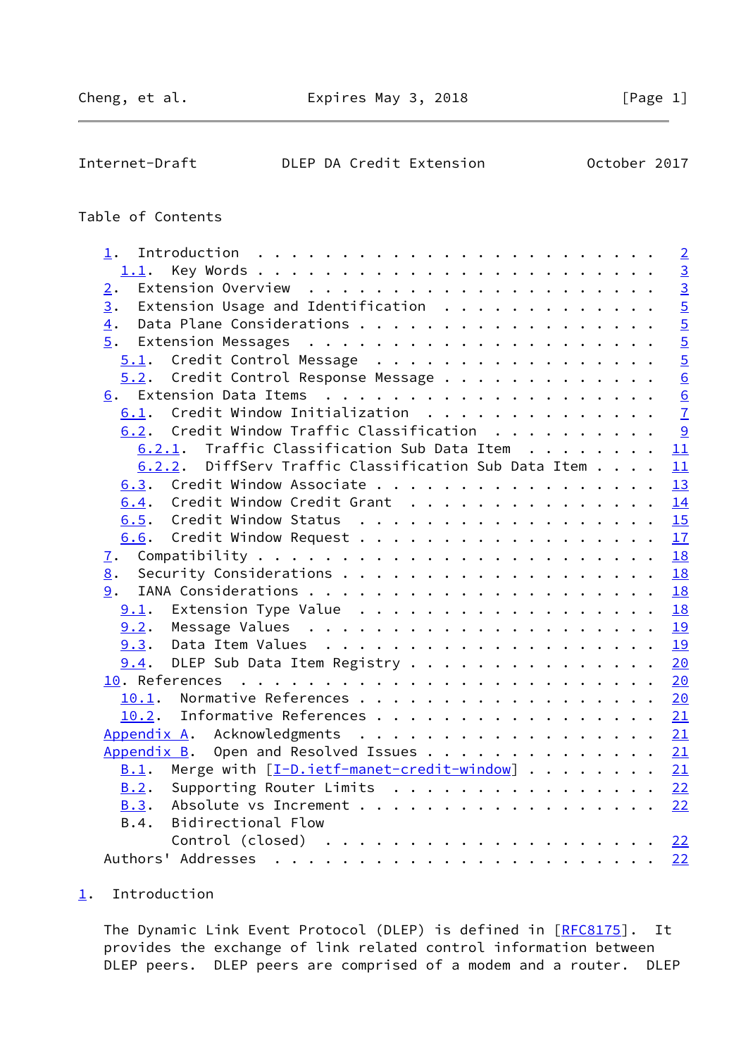Table of Contents

- 1. Introduction . . . . . . . . . . . . . . . . . . . . . . . . . 2
  - 1.1. Key Words . . . . . . . . . . . . . . . . . . . . . . . . 3
- 2. Extension Overview . . . . . . . . . . . . . . . . . . . . . . 3
- 3. Extension Usage and Identification . . . . . . . . . . . . . . 5
- 4. Data Plane Considerations . . . . . . . . . . . . . . . . . . . 5
- 5. Extension Messages . . . . . . . . . . . . . . . . . . . . . . 5
  - 5.1. Credit Control Message . . . . . . . . . . . . . . . . . . 5
  - 5.2. Credit Control Response Message . . . . . . . . . . . . . 6
- 6. Extension Data Items . . . . . . . . . . . . . . . . . . . . . 6
  - 6.1. Credit Window Initialization . . . . . . . . . . . . . . . 7
  - 6.2. Credit Window Traffic Classification . . . . . . . . . . 9
    - 6.2.1. Traffic Classification Sub Data Item . . . . . . . . 11
    - 6.2.2. DiffServ Traffic Classification Sub Data Item . . . . 11
  - 6.3. Credit Window Associate . . . . . . . . . . . . . . . . . 13
  - 6.4. Credit Window Credit Grant . . . . . . . . . . . . . . . 14
  - 6.5. Credit Window Status . . . . . . . . . . . . . . . . . . 15
  - 6.6. Credit Window Request . . . . . . . . . . . . . . . . . . 17
- 7. Compatibility . . . . . . . . . . . . . . . . . . . . . . . . . 18
- 8. Security Considerations . . . . . . . . . . . . . . . . . . . . 18
- 9. IANA Considerations . . . . . . . . . . . . . . . . . . . . . . 18
  - 9.1. Extension Type Value . . . . . . . . . . . . . . . . . . 18
  - 9.2. Message Values . . . . . . . . . . . . . . . . . . . . . 19
  - 9.3. Data Item Values . . . . . . . . . . . . . . . . . . . . 19
  - 9.4. DLEP Sub Data Item Registry . . . . . . . . . . . . . . . 20
- 10. References . . . . . . . . . . . . . . . . . . . . . . . . . . 20
  - 10.1. Normative References . . . . . . . . . . . . . . . . . . 20
  - 10.2. Informative References . . . . . . . . . . . . . . . . . 21
- Appendix A. Acknowledgments . . . . . . . . . . . . . . . . . . 21
- Appendix B. Open and Resolved Issues . . . . . . . . . . . . . . 21
  - B.1. Merge with [I-D.ietf-manet-credit-window] . . . . . . . . 21
  - B.2. Supporting Router Limits . . . . . . . . . . . . . . . . 22
  - B.3. Absolute vs Increment . . . . . . . . . . . . . . . . . . 22
  - B.4. Bidirectional Flow Control (closed) . . . . . . . . . . . . . . . . . . . 22
- Authors' Addresses . . . . . . . . . . . . . . . . . . . . . . . 22

## 1. Introduction

The Dynamic Link Event Protocol (DLEP) is defined in [RFC8175]. It provides the exchange of link related control information between DLEP peers. DLEP peers are comprised of a modem and a router. DLEP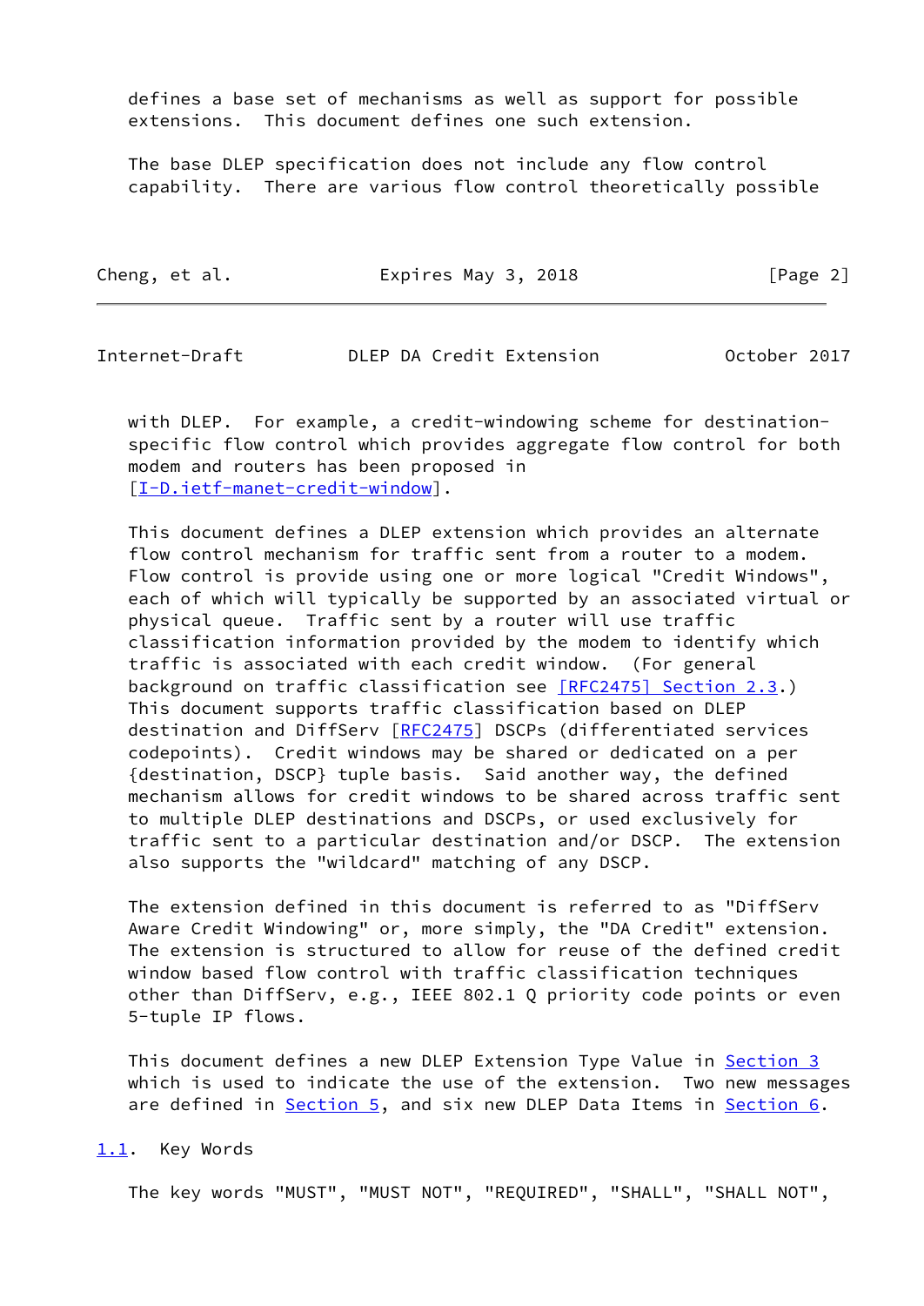defines a base set of mechanisms as well as support for possible extensions. This document defines one such extension.

The base DLEP specification does not include any flow control capability. There are various flow control theoretically possible with DLEP. For example, a credit-windowing scheme for destination-specific flow control which provides aggregate flow control for both modem and routers has been proposed in [I-D.ietf-manet-credit-window].

This document defines a DLEP extension which provides an alternate flow control mechanism for traffic sent from a router to a modem. Flow control is provide using one or more logical "Credit Windows", each of which will typically be supported by an associated virtual or physical queue. Traffic sent by a router will use traffic classification information provided by the modem to identify which traffic is associated with each credit window. (For general background on traffic classification see [RFC2475] Section 2.3.) This document supports traffic classification based on DLEP destination and DiffServ [RFC2475] DSCPs (differentiated services codepoints). Credit windows may be shared or dedicated on a per {destination, DSCP} tuple basis. Said another way, the defined mechanism allows for credit windows to be shared across traffic sent to multiple DLEP destinations and DSCPs, or used exclusively for traffic sent to a particular destination and/or DSCP. The extension also supports the "wildcard" matching of any DSCP.

The extension defined in this document is referred to as "DiffServ Aware Credit Windowing" or, more simply, the "DA Credit" extension. The extension is structured to allow for reuse of the defined credit window based flow control with traffic classification techniques other than DiffServ, e.g., IEEE 802.1 Q priority code points or even 5-tuple IP flows.

This document defines a new DLEP Extension Type Value in Section 3 which is used to indicate the use of the extension. Two new messages are defined in Section 5, and six new DLEP Data Items in Section 6.

## 1.1. Key Words

The key words "MUST", "MUST NOT", "REQUIRED", "SHALL", "SHALL NOT",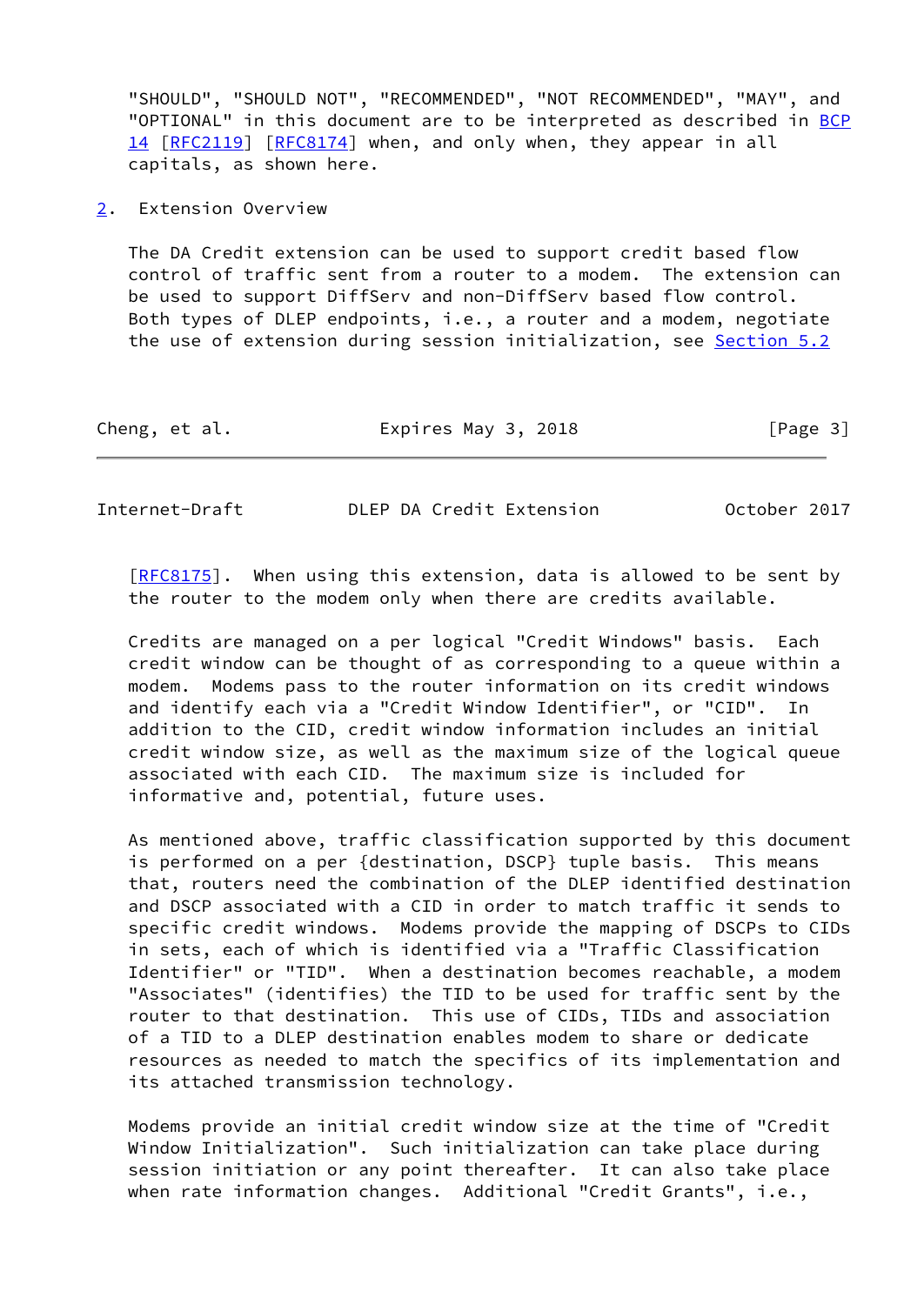"SHOULD", "SHOULD NOT", "RECOMMENDED", "NOT RECOMMENDED", "MAY", and "OPTIONAL" in this document are to be interpreted as described in BCP 14 [RFC2119] [RFC8174] when, and only when, they appear in all capitals, as shown here.

## 2. Extension Overview

The DA Credit extension can be used to support credit based flow control of traffic sent from a router to a modem. The extension can be used to support DiffServ and non-DiffServ based flow control. Both types of DLEP endpoints, i.e., a router and a modem, negotiate the use of extension during session initialization, see Section 5.2 [RFC8175]. When using this extension, data is allowed to be sent by the router to the modem only when there are credits available.

Credits are managed on a per logical "Credit Windows" basis. Each credit window can be thought of as corresponding to a queue within a modem. Modems pass to the router information on its credit windows and identify each via a "Credit Window Identifier", or "CID". In addition to the CID, credit window information includes an initial credit window size, as well as the maximum size of the logical queue associated with each CID. The maximum size is included for informative and, potential, future uses.

As mentioned above, traffic classification supported by this document is performed on a per {destination, DSCP} tuple basis. This means that, routers need the combination of the DLEP identified destination and DSCP associated with a CID in order to match traffic it sends to specific credit windows. Modems provide the mapping of DSCPs to CIDs in sets, each of which is identified via a "Traffic Classification Identifier" or "TID". When a destination becomes reachable, a modem "Associates" (identifies) the TID to be used for traffic sent by the router to that destination. This use of CIDs, TIDs and association of a TID to a DLEP destination enables modem to share or dedicate resources as needed to match the specifics of its implementation and its attached transmission technology.

Modems provide an initial credit window size at the time of "Credit Window Initialization". Such initialization can take place during session initiation or any point thereafter. It can also take place when rate information changes. Additional "Credit Grants", i.e.,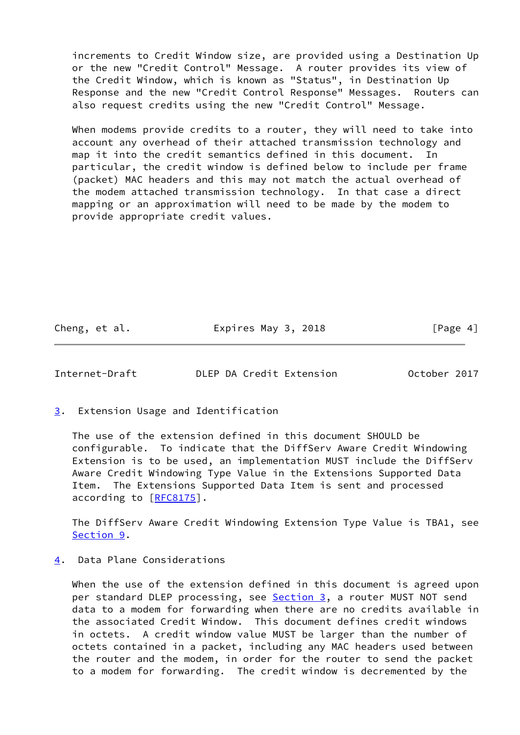increments to Credit Window size, are provided using a Destination Up or the new "Credit Control" Message. A router provides its view of the Credit Window, which is known as "Status", in Destination Up Response and the new "Credit Control Response" Messages. Routers can also request credits using the new "Credit Control" Message.

When modems provide credits to a router, they will need to take into account any overhead of their attached transmission technology and map it into the credit semantics defined in this document. In particular, the credit window is defined below to include per frame (packet) MAC headers and this may not match the actual overhead of the modem attached transmission technology. In that case a direct mapping or an approximation will need to be made by the modem to provide appropriate credit values.

## 3. Extension Usage and Identification

The use of the extension defined in this document SHOULD be configurable. To indicate that the DiffServ Aware Credit Windowing Extension is to be used, an implementation MUST include the DiffServ Aware Credit Windowing Type Value in the Extensions Supported Data Item. The Extensions Supported Data Item is sent and processed according to [RFC8175].

The DiffServ Aware Credit Windowing Extension Type Value is TBA1, see Section 9.

## 4. Data Plane Considerations

When the use of the extension defined in this document is agreed upon per standard DLEP processing, see Section 3, a router MUST NOT send data to a modem for forwarding when there are no credits available in the associated Credit Window. This document defines credit windows in octets. A credit window value MUST be larger than the number of octets contained in a packet, including any MAC headers used between the router and the modem, in order for the router to send the packet to a modem for forwarding. The credit window is decremented by the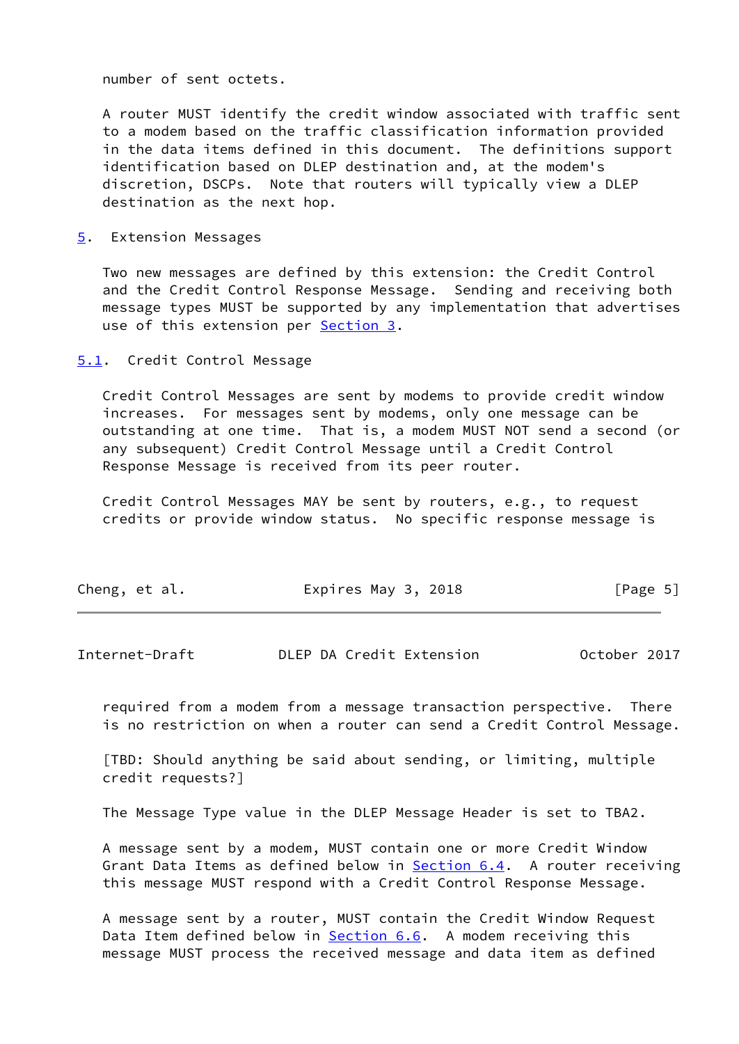number of sent octets.

A router MUST identify the credit window associated with traffic sent to a modem based on the traffic classification information provided in the data items defined in this document. The definitions support identification based on DLEP destination and, at the modem's discretion, DSCPs. Note that routers will typically view a DLEP destination as the next hop.

## 5. Extension Messages

Two new messages are defined by this extension: the Credit Control and the Credit Control Response Message. Sending and receiving both message types MUST be supported by any implementation that advertises use of this extension per Section 3.

### 5.1. Credit Control Message

Credit Control Messages are sent by modems to provide credit window increases. For messages sent by modems, only one message can be outstanding at one time. That is, a modem MUST NOT send a second (or any subsequent) Credit Control Message until a Credit Control Response Message is received from its peer router.

Credit Control Messages MAY be sent by routers, e.g., to request credits or provide window status. No specific response message is required from a modem from a message transaction perspective. There is no restriction on when a router can send a Credit Control Message.

[TBD: Should anything be said about sending, or limiting, multiple credit requests?]

The Message Type value in the DLEP Message Header is set to TBA2.

A message sent by a modem, MUST contain one or more Credit Window Grant Data Items as defined below in Section 6.4. A router receiving this message MUST respond with a Credit Control Response Message.

A message sent by a router, MUST contain the Credit Window Request Data Item defined below in Section 6.6. A modem receiving this message MUST process the received message and data item as defined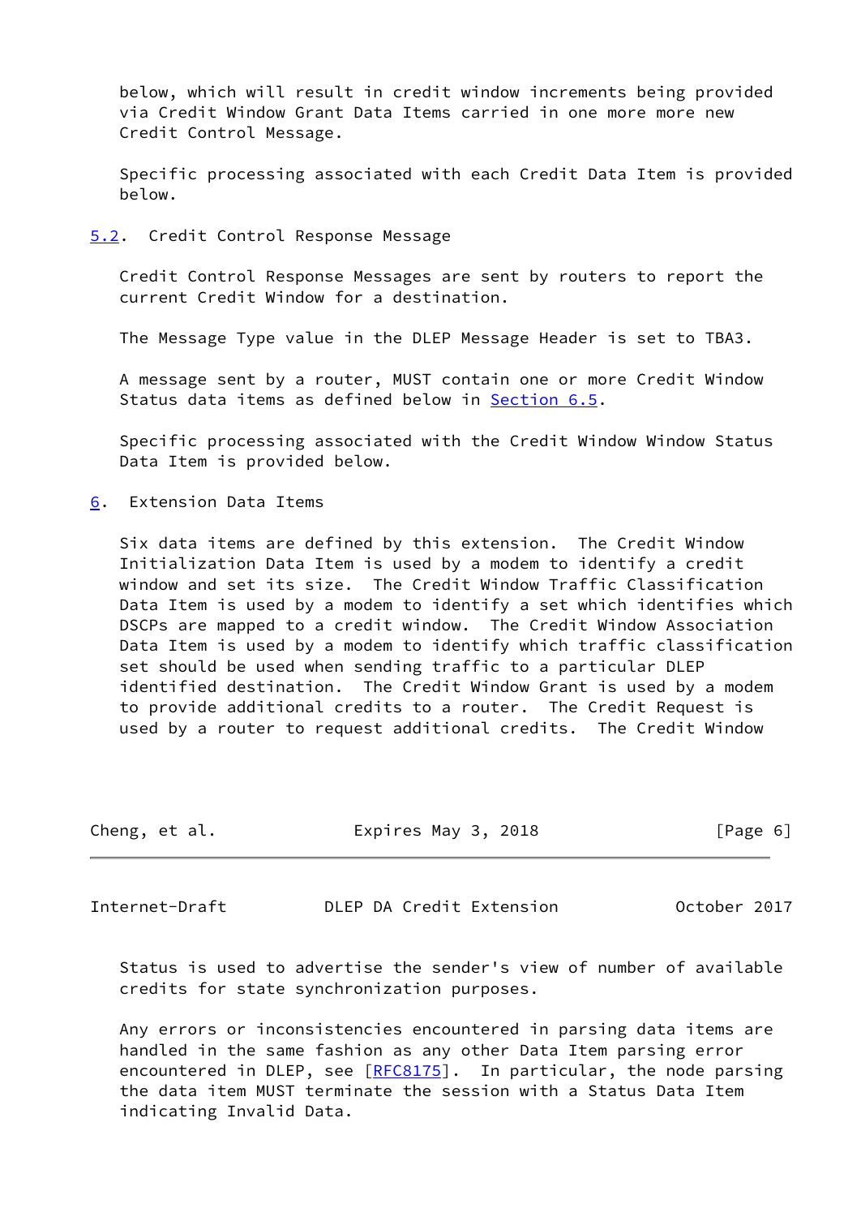below, which will result in credit window increments being provided via Credit Window Grant Data Items carried in one more more new Credit Control Message.

Specific processing associated with each Credit Data Item is provided below.

## 5.2. Credit Control Response Message

Credit Control Response Messages are sent by routers to report the current Credit Window for a destination.

The Message Type value in the DLEP Message Header is set to TBA3.

A message sent by a router, MUST contain one or more Credit Window Status data items as defined below in Section 6.5.

Specific processing associated with the Credit Window Window Status Data Item is provided below.

# 6. Extension Data Items

Six data items are defined by this extension. The Credit Window Initialization Data Item is used by a modem to identify a credit window and set its size. The Credit Window Traffic Classification Data Item is used by a modem to identify a set which identifies which DSCPs are mapped to a credit window. The Credit Window Association Data Item is used by a modem to identify which traffic classification set should be used when sending traffic to a particular DLEP identified destination. The Credit Window Grant is used by a modem to provide additional credits to a router. The Credit Request is used by a router to request additional credits. The Credit Window Status is used to advertise the sender's view of number of available credits for state synchronization purposes.

Any errors or inconsistencies encountered in parsing data items are handled in the same fashion as any other Data Item parsing error encountered in DLEP, see [RFC8175]. In particular, the node parsing the data item MUST terminate the session with a Status Data Item indicating Invalid Data.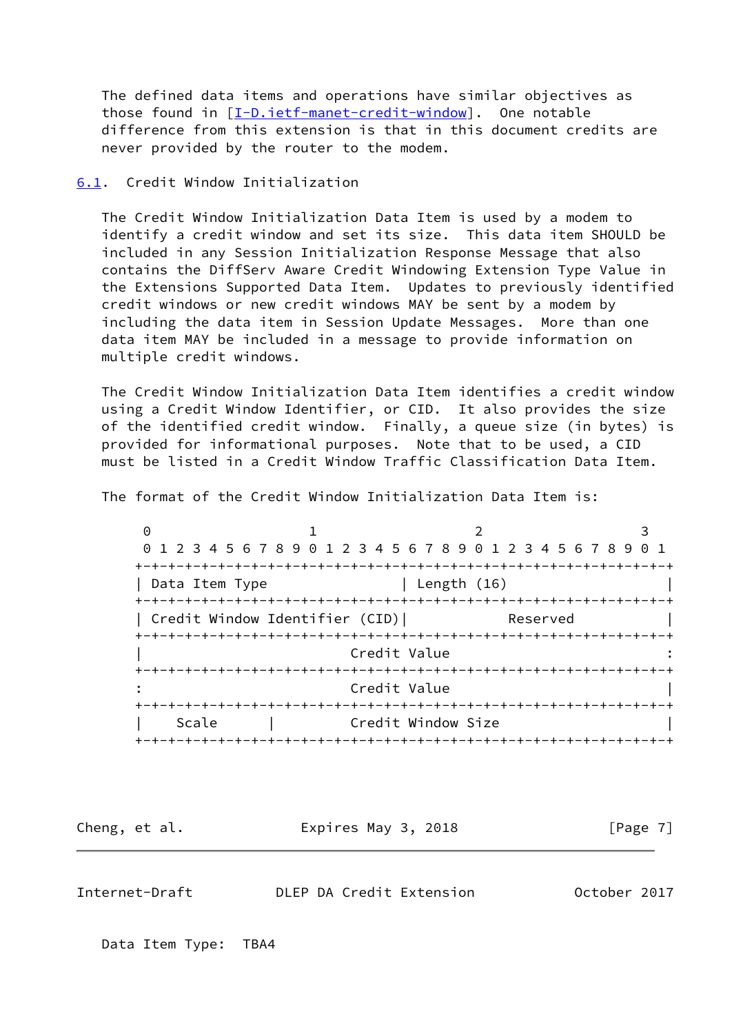The defined data items and operations have similar objectives as those found in [I-D.ietf-manet-credit-window]. One notable difference from this extension is that in this document credits are never provided by the router to the modem.

## 6.1. Credit Window Initialization

The Credit Window Initialization Data Item is used by a modem to identify a credit window and set its size. This data item SHOULD be included in any Session Initialization Response Message that also contains the DiffServ Aware Credit Windowing Extension Type Value in the Extensions Supported Data Item. Updates to previously identified credit windows or new credit windows MAY be sent by a modem by including the data item in Session Update Messages. More than one data item MAY be included in a message to provide information on multiple credit windows.

The Credit Window Initialization Data Item identifies a credit window using a Credit Window Identifier, or CID. It also provides the size of the identified credit window. Finally, a queue size (in bytes) is provided for informational purposes. Note that to be used, a CID must be listed in a Credit Window Traffic Classification Data Item.

The format of the Credit Window Initialization Data Item is:

```
    0                   1                   2                   3
    0 1 2 3 4 5 6 7 8 9 0 1 2 3 4 5 6 7 8 9 0 1 2 3 4 5 6 7 8 9 0 1
   +-+-+-+-+-+-+-+-+-+-+-+-+-+-+-+-+-+-+-+-+-+-+-+-+-+-+-+-+-+-+-+-+
   | Data Item Type                | Length (16)                   |
   +-+-+-+-+-+-+-+-+-+-+-+-+-+-+-+-+-+-+-+-+-+-+-+-+-+-+-+-+-+-+-+-+
   | Credit Window Identifier (CID)|           Reserved            |
   +-+-+-+-+-+-+-+-+-+-+-+-+-+-+-+-+-+-+-+-+-+-+-+-+-+-+-+-+-+-+-+-+
   |                         Credit Value                          :
   +-+-+-+-+-+-+-+-+-+-+-+-+-+-+-+-+-+-+-+-+-+-+-+-+-+-+-+-+-+-+-+-+
   :                         Credit Value                          |
   +-+-+-+-+-+-+-+-+-+-+-+-+-+-+-+-+-+-+-+-+-+-+-+-+-+-+-+-+-+-+-+-+
   |    Scale      |           Credit Window Size                  |
   +-+-+-+-+-+-+-+-+-+-+-+-+-+-+-+-+-+-+-+-+-+-+-+-+-+-+-+-+-+-+-+-+
```

Data Item Type: TBA4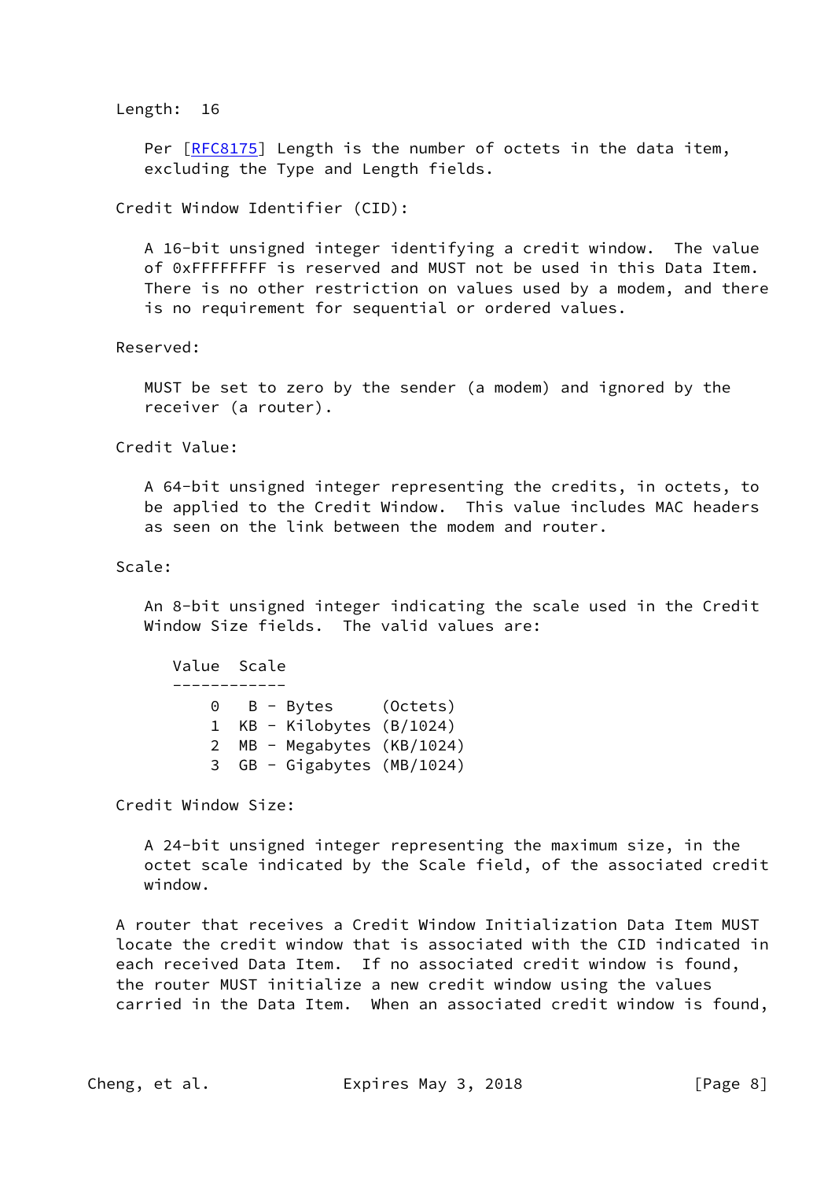Length: 16

Per [RFC8175] Length is the number of octets in the data item, excluding the Type and Length fields.

Credit Window Identifier (CID):

A 16-bit unsigned integer identifying a credit window. The value of 0xFFFFFFFF is reserved and MUST not be used in this Data Item. There is no other restriction on values used by a modem, and there is no requirement for sequential or ordered values.

Reserved:

MUST be set to zero by the sender (a modem) and ignored by the receiver (a router).

Credit Value:

A 64-bit unsigned integer representing the credits, in octets, to be applied to the Credit Window. This value includes MAC headers as seen on the link between the modem and router.

Scale:

An 8-bit unsigned integer indicating the scale used in the Credit Window Size fields. The valid values are:

| Value | Scale |
|---|---|
| 0 | B - Bytes (Octets) |
| 1 | KB - Kilobytes (B/1024) |
| 2 | MB - Megabytes (KB/1024) |
| 3 | GB - Gigabytes (MB/1024) |

Credit Window Size:

A 24-bit unsigned integer representing the maximum size, in the octet scale indicated by the Scale field, of the associated credit window.

A router that receives a Credit Window Initialization Data Item MUST locate the credit window that is associated with the CID indicated in each received Data Item. If no associated credit window is found, the router MUST initialize a new credit window using the values carried in the Data Item. When an associated credit window is found,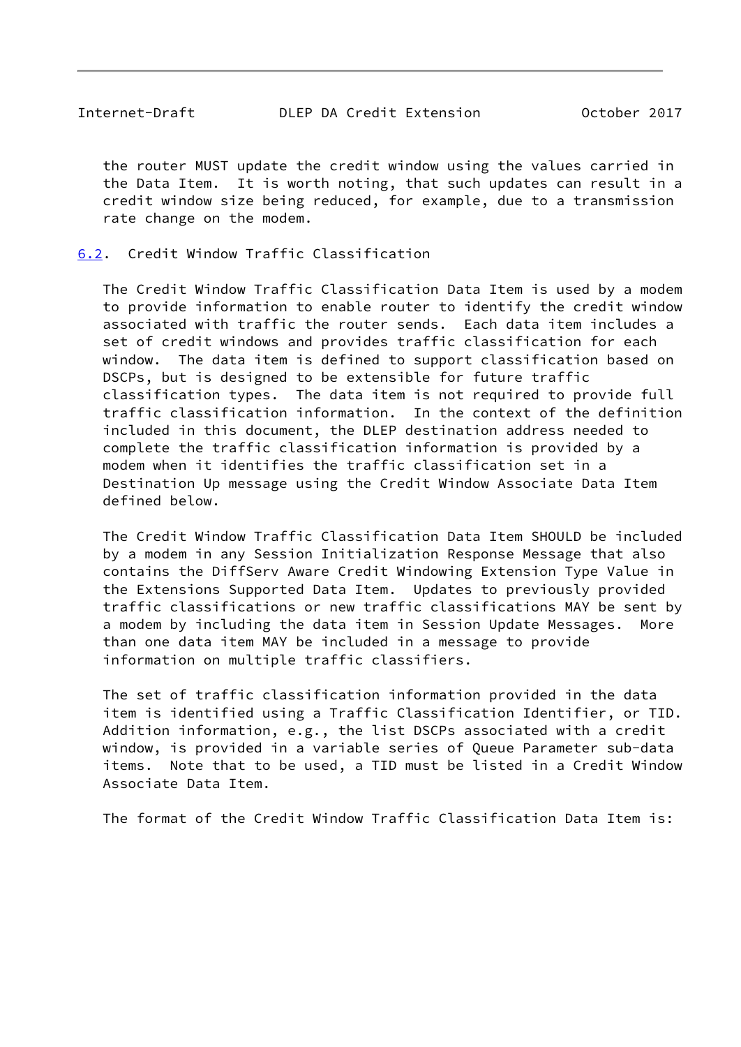the router MUST update the credit window using the values carried in the Data Item. It is worth noting, that such updates can result in a credit window size being reduced, for example, due to a transmission rate change on the modem.

### 6.2. Credit Window Traffic Classification

The Credit Window Traffic Classification Data Item is used by a modem to provide information to enable router to identify the credit window associated with traffic the router sends. Each data item includes a set of credit windows and provides traffic classification for each window. The data item is defined to support classification based on DSCPs, but is designed to be extensible for future traffic classification types. The data item is not required to provide full traffic classification information. In the context of the definition included in this document, the DLEP destination address needed to complete the traffic classification information is provided by a modem when it identifies the traffic classification set in a Destination Up message using the Credit Window Associate Data Item defined below.

The Credit Window Traffic Classification Data Item SHOULD be included by a modem in any Session Initialization Response Message that also contains the DiffServ Aware Credit Windowing Extension Type Value in the Extensions Supported Data Item. Updates to previously provided traffic classifications or new traffic classifications MAY be sent by a modem by including the data item in Session Update Messages. More than one data item MAY be included in a message to provide information on multiple traffic classifiers.

The set of traffic classification information provided in the data item is identified using a Traffic Classification Identifier, or TID. Addition information, e.g., the list DSCPs associated with a credit window, is provided in a variable series of Queue Parameter sub-data items. Note that to be used, a TID must be listed in a Credit Window Associate Data Item.

The format of the Credit Window Traffic Classification Data Item is: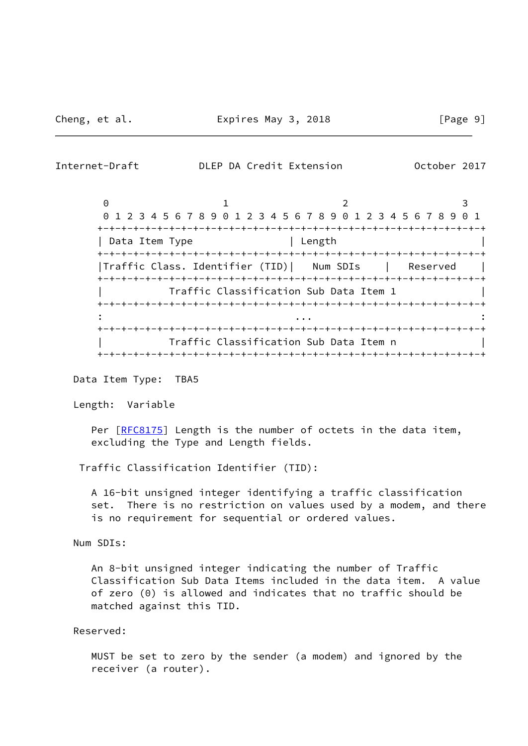```
     0                   1                   2                   3
     0 1 2 3 4 5 6 7 8 9 0 1 2 3 4 5 6 7 8 9 0 1 2 3 4 5 6 7 8 9 0 1
    +-+-+-+-+-+-+-+-+-+-+-+-+-+-+-+-+-+-+-+-+-+-+-+-+-+-+-+-+-+-+-+-+
    | Data Item Type                | Length                        |
    +-+-+-+-+-+-+-+-+-+-+-+-+-+-+-+-+-+-+-+-+-+-+-+-+-+-+-+-+-+-+-+-+
    |Traffic Class. Identifier (TID)|   Num SDIs    |   Reserved    |
    +-+-+-+-+-+-+-+-+-+-+-+-+-+-+-+-+-+-+-+-+-+-+-+-+-+-+-+-+-+-+-+-+
    |           Traffic Classification Sub Data Item 1              |
    +-+-+-+-+-+-+-+-+-+-+-+-+-+-+-+-+-+-+-+-+-+-+-+-+-+-+-+-+-+-+-+-+
    :                                ...                            :
    +-+-+-+-+-+-+-+-+-+-+-+-+-+-+-+-+-+-+-+-+-+-+-+-+-+-+-+-+-+-+-+-+
    |           Traffic Classification Sub Data Item n              |
    +-+-+-+-+-+-+-+-+-+-+-+-+-+-+-+-+-+-+-+-+-+-+-+-+-+-+-+-+-+-+-+-+
```

Data Item Type:  TBA5

Length:  Variable

Per [RFC8175] Length is the number of octets in the data item, excluding the Type and Length fields.

Traffic Classification Identifier (TID):

A 16-bit unsigned integer identifying a traffic classification set. There is no restriction on values used by a modem, and there is no requirement for sequential or ordered values.

Num SDIs:

An 8-bit unsigned integer indicating the number of Traffic Classification Sub Data Items included in the data item. A value of zero (0) is allowed and indicates that no traffic should be matched against this TID.

Reserved:

MUST be set to zero by the sender (a modem) and ignored by the receiver (a router).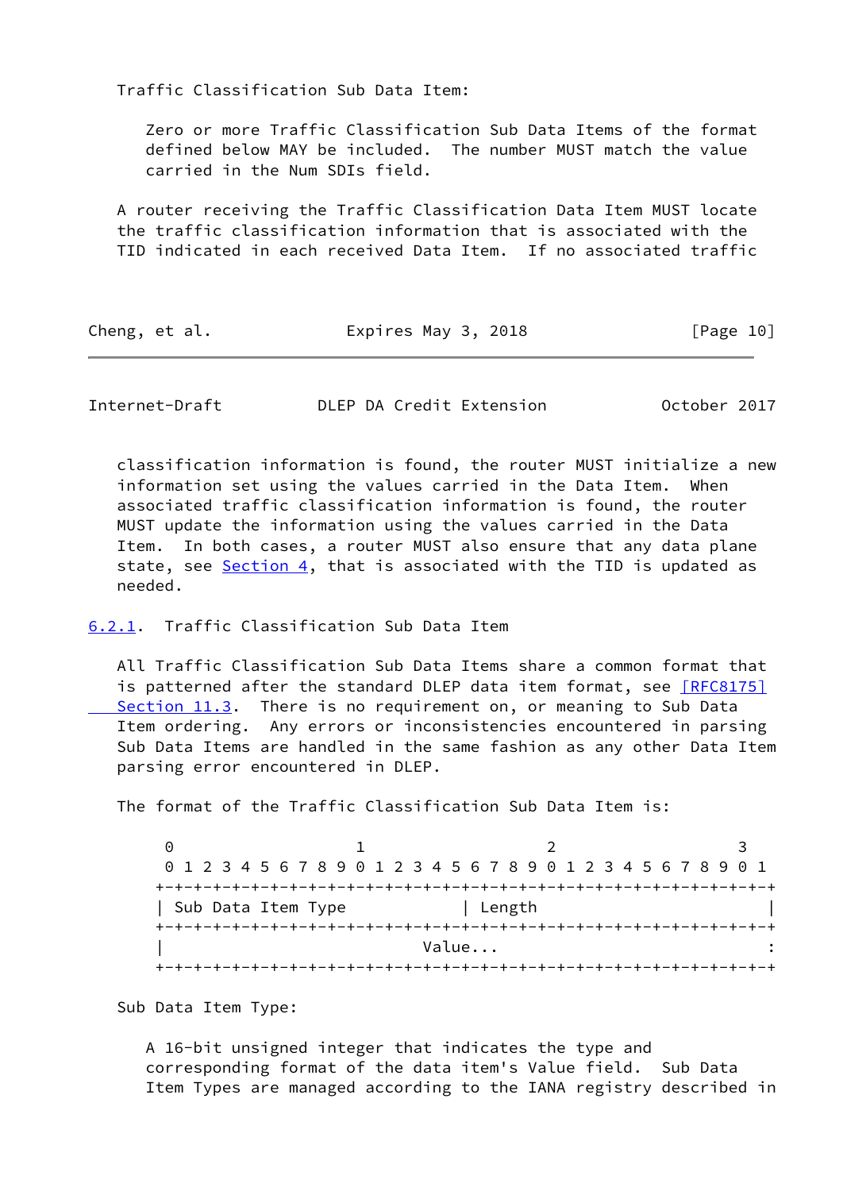Traffic Classification Sub Data Item:

Zero or more Traffic Classification Sub Data Items of the format defined below MAY be included. The number MUST match the value carried in the Num SDIs field.

A router receiving the Traffic Classification Data Item MUST locate the traffic classification information that is associated with the TID indicated in each received Data Item. If no associated traffic classification information is found, the router MUST initialize a new information set using the values carried in the Data Item. When associated traffic classification information is found, the router MUST update the information using the values carried in the Data Item. In both cases, a router MUST also ensure that any data plane state, see Section 4, that is associated with the TID is updated as needed.

### 6.2.1. Traffic Classification Sub Data Item

All Traffic Classification Sub Data Items share a common format that is patterned after the standard DLEP data item format, see [RFC8175] Section 11.3. There is no requirement on, or meaning to Sub Data Item ordering. Any errors or inconsistencies encountered in parsing Sub Data Items are handled in the same fashion as any other Data Item parsing error encountered in DLEP.

The format of the Traffic Classification Sub Data Item is:

```
 0                   1                   2                   3
 0 1 2 3 4 5 6 7 8 9 0 1 2 3 4 5 6 7 8 9 0 1 2 3 4 5 6 7 8 9 0 1
+-+-+-+-+-+-+-+-+-+-+-+-+-+-+-+-+-+-+-+-+-+-+-+-+-+-+-+-+-+-+-+-+
| Sub Data Item Type            | Length                        |
+-+-+-+-+-+-+-+-+-+-+-+-+-+-+-+-+-+-+-+-+-+-+-+-+-+-+-+-+-+-+-+-+
|                           Value...                            :
+-+-+-+-+-+-+-+-+-+-+-+-+-+-+-+-+-+-+-+-+-+-+-+-+-+-+-+-+-+-+-+-+
```

Sub Data Item Type:

A 16-bit unsigned integer that indicates the type and corresponding format of the data item's Value field. Sub Data Item Types are managed according to the IANA registry described in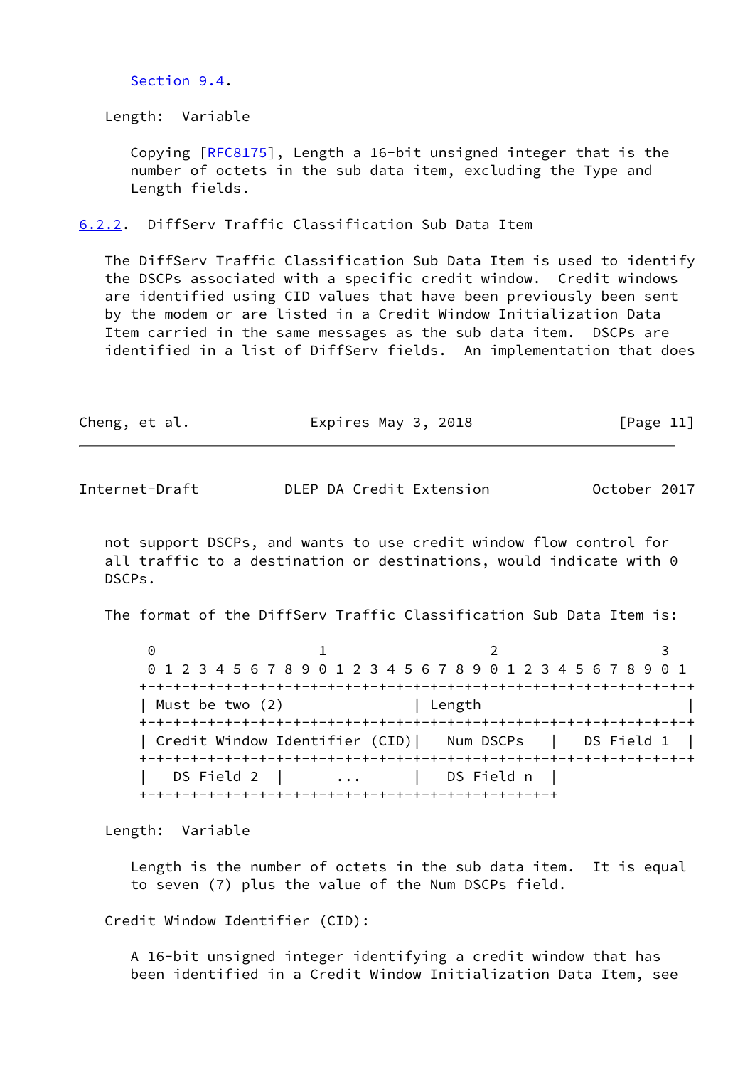Section 9.4.

Length: Variable

Copying [RFC8175], Length a 16-bit unsigned integer that is the number of octets in the sub data item, excluding the Type and Length fields.

### 6.2.2. DiffServ Traffic Classification Sub Data Item

The DiffServ Traffic Classification Sub Data Item is used to identify the DSCPs associated with a specific credit window. Credit windows are identified using CID values that have been previously been sent by the modem or are listed in a Credit Window Initialization Data Item carried in the same messages as the sub data item. DSCPs are identified in a list of DiffServ fields. An implementation that does not support DSCPs, and wants to use credit window flow control for all traffic to a destination or destinations, would indicate with 0 DSCPs.

The format of the DiffServ Traffic Classification Sub Data Item is:

```
 0                   1                   2                   3
 0 1 2 3 4 5 6 7 8 9 0 1 2 3 4 5 6 7 8 9 0 1 2 3 4 5 6 7 8 9 0 1
+-+-+-+-+-+-+-+-+-+-+-+-+-+-+-+-+-+-+-+-+-+-+-+-+-+-+-+-+-+-+-+-+
| Must be two (2)               | Length                        |
+-+-+-+-+-+-+-+-+-+-+-+-+-+-+-+-+-+-+-+-+-+-+-+-+-+-+-+-+-+-+-+-+
| Credit Window Identifier (CID)|   Num DSCPs   |   DS Field 1  |
+-+-+-+-+-+-+-+-+-+-+-+-+-+-+-+-+-+-+-+-+-+-+-+-+-+-+-+-+-+-+-+-+
|   DS Field 2  |      ...      |   DS Field n  |
+-+-+-+-+-+-+-+-+-+-+-+-+-+-+-+-+-+-+-+-+-+-+-+-+
```

Length: Variable

Length is the number of octets in the sub data item. It is equal to seven (7) plus the value of the Num DSCPs field.

Credit Window Identifier (CID):

A 16-bit unsigned integer identifying a credit window that has been identified in a Credit Window Initialization Data Item, see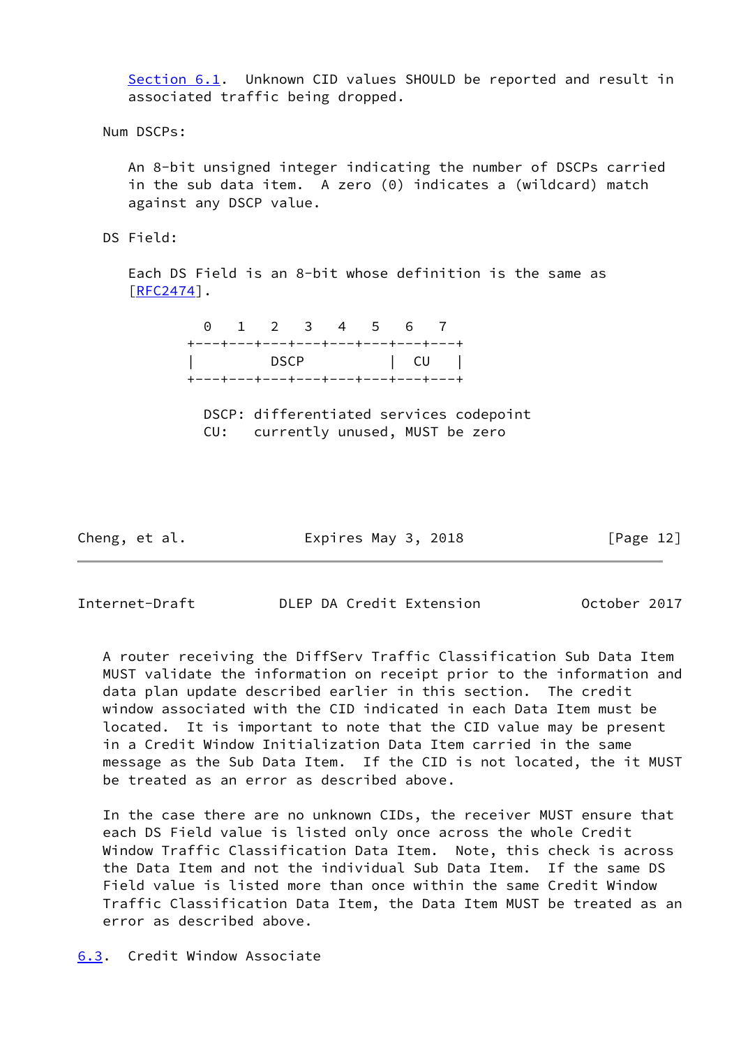Section 6.1. Unknown CID values SHOULD be reported and result in associated traffic being dropped.

Num DSCPs:

An 8-bit unsigned integer indicating the number of DSCPs carried in the sub data item. A zero (0) indicates a (wildcard) match against any DSCP value.

DS Field:

Each DS Field is an 8-bit whose definition is the same as [RFC2474].

```
  0   1   2   3   4   5   6   7
+---+---+---+---+---+---+---+---+
|         DSCP          |  CU   |
+---+---+---+---+---+---+---+---+

  DSCP: differentiated services codepoint
  CU:   currently unused, MUST be zero
```

A router receiving the DiffServ Traffic Classification Sub Data Item MUST validate the information on receipt prior to the information and data plan update described earlier in this section. The credit window associated with the CID indicated in each Data Item must be located. It is important to note that the CID value may be present in a Credit Window Initialization Data Item carried in the same message as the Sub Data Item. If the CID is not located, the it MUST be treated as an error as described above.

In the case there are no unknown CIDs, the receiver MUST ensure that each DS Field value is listed only once across the whole Credit Window Traffic Classification Data Item. Note, this check is across the Data Item and not the individual Sub Data Item. If the same DS Field value is listed more than once within the same Credit Window Traffic Classification Data Item, the Data Item MUST be treated as an error as described above.

### 6.3. Credit Window Associate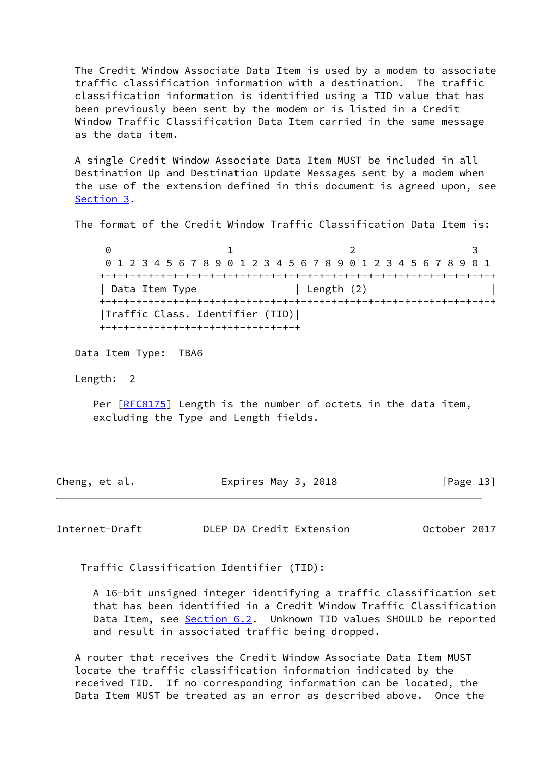The Credit Window Associate Data Item is used by a modem to associate traffic classification information with a destination. The traffic classification information is identified using a TID value that has been previously been sent by the modem or is listed in a Credit Window Traffic Classification Data Item carried in the same message as the data item.

A single Credit Window Associate Data Item MUST be included in all Destination Up and Destination Update Messages sent by a modem when the use of the extension defined in this document is agreed upon, see Section 3.

The format of the Credit Window Traffic Classification Data Item is:

```
 0                   1                   2                   3
 0 1 2 3 4 5 6 7 8 9 0 1 2 3 4 5 6 7 8 9 0 1 2 3 4 5 6 7 8 9 0 1
+-+-+-+-+-+-+-+-+-+-+-+-+-+-+-+-+-+-+-+-+-+-+-+-+-+-+-+-+-+-+-+-+
| Data Item Type                | Length (2)                    |
+-+-+-+-+-+-+-+-+-+-+-+-+-+-+-+-+-+-+-+-+-+-+-+-+-+-+-+-+-+-+-+-+
|Traffic Class. Identifier (TID)|
+-+-+-+-+-+-+-+-+-+-+-+-+-+-+-+-+
```

Data Item Type: TBA6

Length: 2

Per [RFC8175] Length is the number of octets in the data item, excluding the Type and Length fields.

Traffic Classification Identifier (TID):

A 16-bit unsigned integer identifying a traffic classification set that has been identified in a Credit Window Traffic Classification Data Item, see Section 6.2. Unknown TID values SHOULD be reported and result in associated traffic being dropped.

A router that receives the Credit Window Associate Data Item MUST locate the traffic classification information indicated by the received TID. If no corresponding information can be located, the Data Item MUST be treated as an error as described above. Once the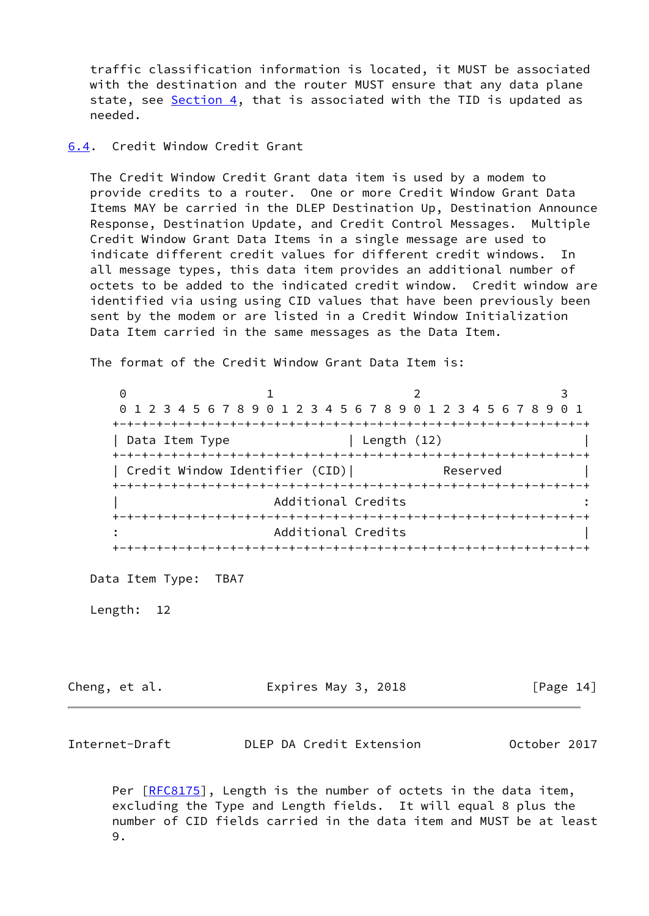traffic classification information is located, it MUST be associated with the destination and the router MUST ensure that any data plane state, see Section 4, that is associated with the TID is updated as needed.

### 6.4. Credit Window Credit Grant

The Credit Window Credit Grant data item is used by a modem to provide credits to a router. One or more Credit Window Grant Data Items MAY be carried in the DLEP Destination Up, Destination Announce Response, Destination Update, and Credit Control Messages. Multiple Credit Window Grant Data Items in a single message are used to indicate different credit values for different credit windows. In all message types, this data item provides an additional number of octets to be added to the indicated credit window. Credit window are identified via using using CID values that have been previously been sent by the modem or are listed in a Credit Window Initialization Data Item carried in the same messages as the Data Item.

The format of the Credit Window Grant Data Item is:

```
 0                   1                   2                   3
 0 1 2 3 4 5 6 7 8 9 0 1 2 3 4 5 6 7 8 9 0 1 2 3 4 5 6 7 8 9 0 1
+-+-+-+-+-+-+-+-+-+-+-+-+-+-+-+-+-+-+-+-+-+-+-+-+-+-+-+-+-+-+-+-+
| Data Item Type                | Length (12)                   |
+-+-+-+-+-+-+-+-+-+-+-+-+-+-+-+-+-+-+-+-+-+-+-+-+-+-+-+-+-+-+-+-+
| Credit Window Identifier (CID)|           Reserved            |
+-+-+-+-+-+-+-+-+-+-+-+-+-+-+-+-+-+-+-+-+-+-+-+-+-+-+-+-+-+-+-+-+
|                      Additional Credits                       :
+-+-+-+-+-+-+-+-+-+-+-+-+-+-+-+-+-+-+-+-+-+-+-+-+-+-+-+-+-+-+-+-+
:                      Additional Credits                       |
+-+-+-+-+-+-+-+-+-+-+-+-+-+-+-+-+-+-+-+-+-+-+-+-+-+-+-+-+-+-+-+-+
```

Data Item Type: TBA7

Length: 12

Per [RFC8175], Length is the number of octets in the data item, excluding the Type and Length fields. It will equal 8 plus the number of CID fields carried in the data item and MUST be at least 9.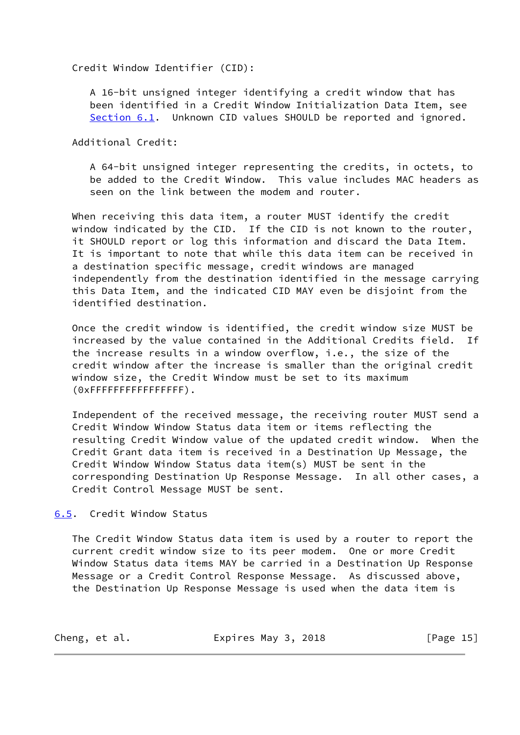Credit Window Identifier (CID):

A 16-bit unsigned integer identifying a credit window that has been identified in a Credit Window Initialization Data Item, see Section 6.1. Unknown CID values SHOULD be reported and ignored.

Additional Credit:

A 64-bit unsigned integer representing the credits, in octets, to be added to the Credit Window. This value includes MAC headers as seen on the link between the modem and router.

When receiving this data item, a router MUST identify the credit window indicated by the CID. If the CID is not known to the router, it SHOULD report or log this information and discard the Data Item. It is important to note that while this data item can be received in a destination specific message, credit windows are managed independently from the destination identified in the message carrying this Data Item, and the indicated CID MAY even be disjoint from the identified destination.

Once the credit window is identified, the credit window size MUST be increased by the value contained in the Additional Credits field. If the increase results in a window overflow, i.e., the size of the credit window after the increase is smaller than the original credit window size, the Credit Window must be set to its maximum (0xFFFFFFFFFFFFFFFF).

Independent of the received message, the receiving router MUST send a Credit Window Window Status data item or items reflecting the resulting Credit Window value of the updated credit window. When the Credit Grant data item is received in a Destination Up Message, the Credit Window Window Status data item(s) MUST be sent in the corresponding Destination Up Response Message. In all other cases, a Credit Control Message MUST be sent.

## 6.5. Credit Window Status

The Credit Window Status data item is used by a router to report the current credit window size to its peer modem. One or more Credit Window Status data items MAY be carried in a Destination Up Response Message or a Credit Control Response Message. As discussed above, the Destination Up Response Message is used when the data item is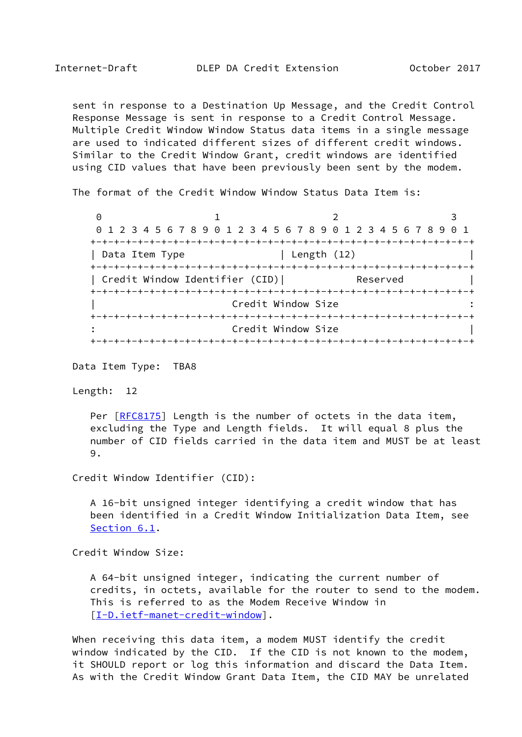sent in response to a Destination Up Message, and the Credit Control Response Message is sent in response to a Credit Control Message. Multiple Credit Window Window Status data items in a single message are used to indicated different sizes of different credit windows. Similar to the Credit Window Grant, credit windows are identified using CID values that have been previously been sent by the modem.

The format of the Credit Window Window Status Data Item is:

```
 0                   1                   2                   3
 0 1 2 3 4 5 6 7 8 9 0 1 2 3 4 5 6 7 8 9 0 1 2 3 4 5 6 7 8 9 0 1
+-+-+-+-+-+-+-+-+-+-+-+-+-+-+-+-+-+-+-+-+-+-+-+-+-+-+-+-+-+-+-+-+
| Data Item Type                | Length (12)                   |
+-+-+-+-+-+-+-+-+-+-+-+-+-+-+-+-+-+-+-+-+-+-+-+-+-+-+-+-+-+-+-+-+
| Credit Window Identifier (CID)|           Reserved            |
+-+-+-+-+-+-+-+-+-+-+-+-+-+-+-+-+-+-+-+-+-+-+-+-+-+-+-+-+-+-+-+-+
|                       Credit Window Size                      :
+-+-+-+-+-+-+-+-+-+-+-+-+-+-+-+-+-+-+-+-+-+-+-+-+-+-+-+-+-+-+-+-+
:                       Credit Window Size                      |
+-+-+-+-+-+-+-+-+-+-+-+-+-+-+-+-+-+-+-+-+-+-+-+-+-+-+-+-+-+-+-+-+
```

Data Item Type: TBA8

Length: 12

Per [RFC8175] Length is the number of octets in the data item, excluding the Type and Length fields. It will equal 8 plus the number of CID fields carried in the data item and MUST be at least 9.

Credit Window Identifier (CID):

A 16-bit unsigned integer identifying a credit window that has been identified in a Credit Window Initialization Data Item, see Section 6.1.

Credit Window Size:

A 64-bit unsigned integer, indicating the current number of credits, in octets, available for the router to send to the modem. This is referred to as the Modem Receive Window in [I-D.ietf-manet-credit-window].

When receiving this data item, a modem MUST identify the credit window indicated by the CID. If the CID is not known to the modem, it SHOULD report or log this information and discard the Data Item. As with the Credit Window Grant Data Item, the CID MAY be unrelated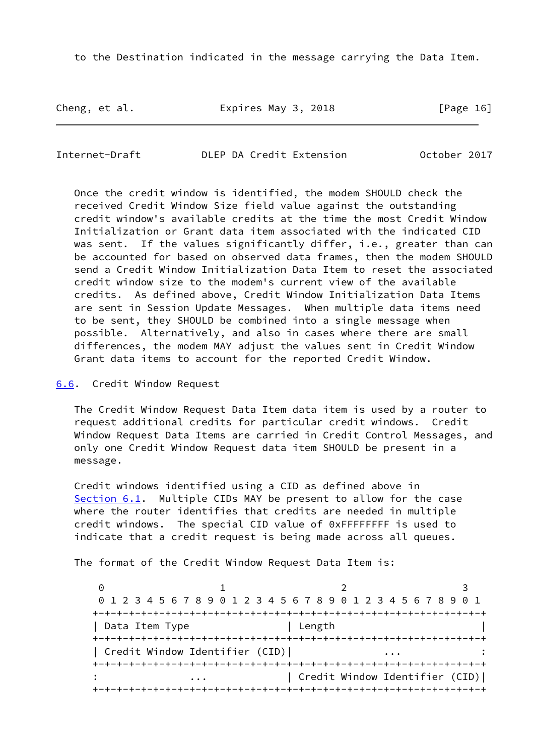to the Destination indicated in the message carrying the Data Item.

Once the credit window is identified, the modem SHOULD check the received Credit Window Size field value against the outstanding credit window's available credits at the time the most Credit Window Initialization or Grant data item associated with the indicated CID was sent. If the values significantly differ, i.e., greater than can be accounted for based on observed data frames, then the modem SHOULD send a Credit Window Initialization Data Item to reset the associated credit window size to the modem's current view of the available credits. As defined above, Credit Window Initialization Data Items are sent in Session Update Messages. When multiple data items need to be sent, they SHOULD be combined into a single message when possible. Alternatively, and also in cases where there are small differences, the modem MAY adjust the values sent in Credit Window Grant data items to account for the reported Credit Window.

## 6.6. Credit Window Request

The Credit Window Request Data Item data item is used by a router to request additional credits for particular credit windows. Credit Window Request Data Items are carried in Credit Control Messages, and only one Credit Window Request data item SHOULD be present in a message.

Credit windows identified using a CID as defined above in Section 6.1. Multiple CIDs MAY be present to allow for the case where the router identifies that credits are needed in multiple credit windows. The special CID value of 0xFFFFFFFF is used to indicate that a credit request is being made across all queues.

The format of the Credit Window Request Data Item is:

```
 0                   1                   2                   3
 0 1 2 3 4 5 6 7 8 9 0 1 2 3 4 5 6 7 8 9 0 1 2 3 4 5 6 7 8 9 0 1
+-+-+-+-+-+-+-+-+-+-+-+-+-+-+-+-+-+-+-+-+-+-+-+-+-+-+-+-+-+-+-+-+
| Data Item Type                | Length                        |
+-+-+-+-+-+-+-+-+-+-+-+-+-+-+-+-+-+-+-+-+-+-+-+-+-+-+-+-+-+-+-+-+
| Credit Window Identifier (CID)|             ...               :
+-+-+-+-+-+-+-+-+-+-+-+-+-+-+-+-+-+-+-+-+-+-+-+-+-+-+-+-+-+-+-+-+
:              ...              | Credit Window Identifier (CID)|
+-+-+-+-+-+-+-+-+-+-+-+-+-+-+-+-+-+-+-+-+-+-+-+-+-+-+-+-+-+-+-+-+
```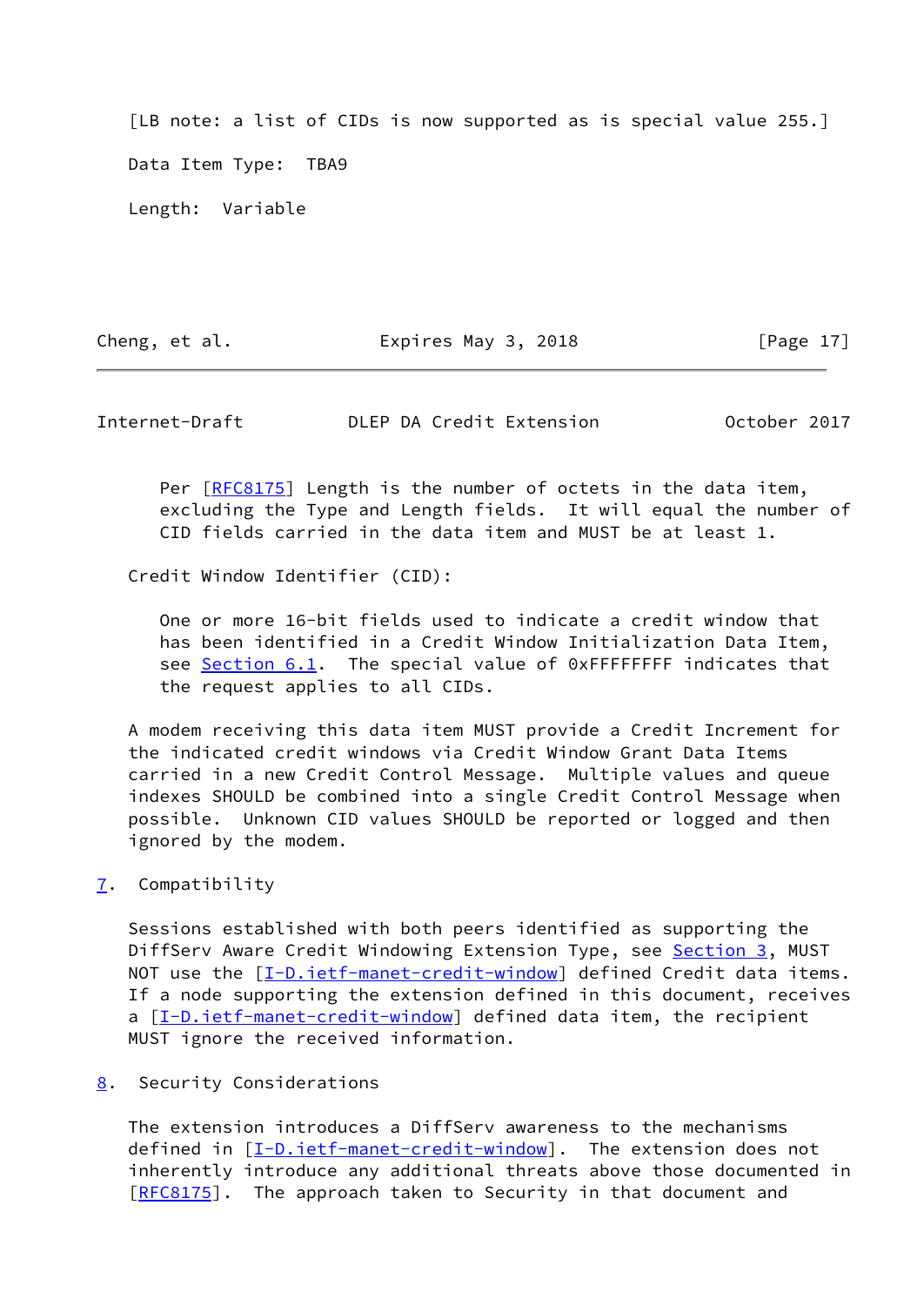[LB note: a list of CIDs is now supported as is special value 255.]

Data Item Type: TBA9

Length: Variable

Per [RFC8175] Length is the number of octets in the data item, excluding the Type and Length fields. It will equal the number of CID fields carried in the data item and MUST be at least 1.

Credit Window Identifier (CID):

One or more 16-bit fields used to indicate a credit window that has been identified in a Credit Window Initialization Data Item, see Section 6.1. The special value of 0xFFFFFFFF indicates that the request applies to all CIDs.

A modem receiving this data item MUST provide a Credit Increment for the indicated credit windows via Credit Window Grant Data Items carried in a new Credit Control Message. Multiple values and queue indexes SHOULD be combined into a single Credit Control Message when possible. Unknown CID values SHOULD be reported or logged and then ignored by the modem.

## 7. Compatibility

Sessions established with both peers identified as supporting the DiffServ Aware Credit Windowing Extension Type, see Section 3, MUST NOT use the [I-D.ietf-manet-credit-window] defined Credit data items. If a node supporting the extension defined in this document, receives a [I-D.ietf-manet-credit-window] defined data item, the recipient MUST ignore the received information.

## 8. Security Considerations

The extension introduces a DiffServ awareness to the mechanisms defined in [I-D.ietf-manet-credit-window]. The extension does not inherently introduce any additional threats above those documented in [RFC8175]. The approach taken to Security in that document and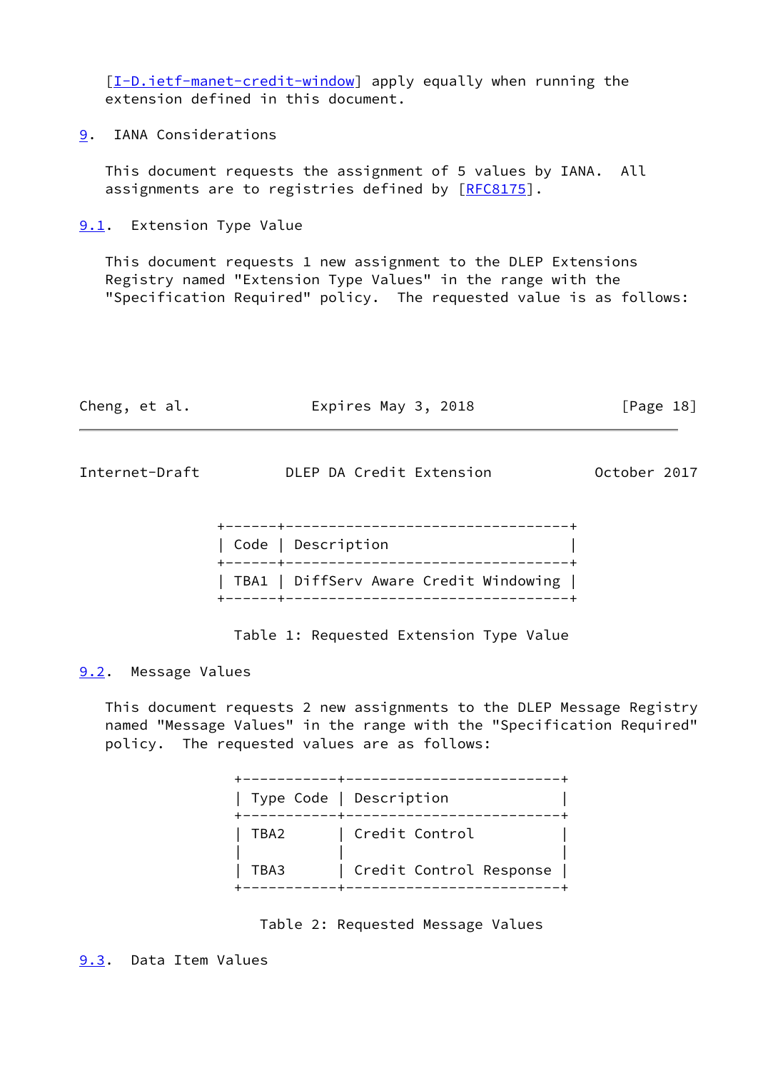[I-D.ietf-manet-credit-window] apply equally when running the extension defined in this document.

## 9. IANA Considerations

This document requests the assignment of 5 values by IANA. All assignments are to registries defined by [RFC8175].

### 9.1. Extension Type Value

This document requests 1 new assignment to the DLEP Extensions Registry named "Extension Type Values" in the range with the "Specification Required" policy. The requested value is as follows:

| Code | Description |
| --- | --- |
| TBA1 | DiffServ Aware Credit Windowing |

Table 1: Requested Extension Type Value

### 9.2. Message Values

This document requests 2 new assignments to the DLEP Message Registry named "Message Values" in the range with the "Specification Required" policy. The requested values are as follows:

| Type Code | Description |
| --- | --- |
| TBA2 | Credit Control |
| TBA3 | Credit Control Response |

Table 2: Requested Message Values

### 9.3. Data Item Values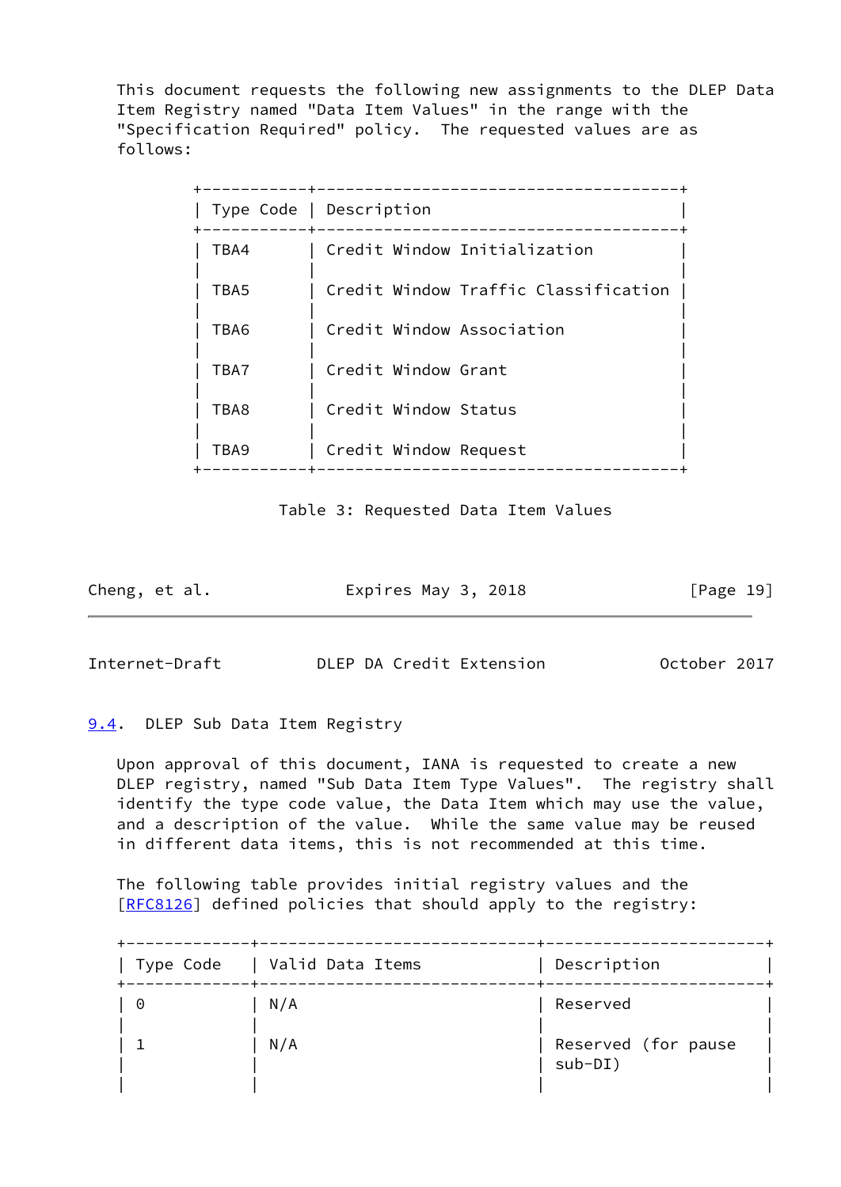This document requests the following new assignments to the DLEP Data Item Registry named "Data Item Values" in the range with the "Specification Required" policy. The requested values are as follows:

| Type Code | Description |
|---|---|
| TBA4 | Credit Window Initialization |
| TBA5 | Credit Window Traffic Classification |
| TBA6 | Credit Window Association |
| TBA7 | Credit Window Grant |
| TBA8 | Credit Window Status |
| TBA9 | Credit Window Request |

Table 3: Requested Data Item Values

## 9.4. DLEP Sub Data Item Registry

Upon approval of this document, IANA is requested to create a new DLEP registry, named "Sub Data Item Type Values". The registry shall identify the type code value, the Data Item which may use the value, and a description of the value. While the same value may be reused in different data items, this is not recommended at this time.

The following table provides initial registry values and the [RFC8126] defined policies that should apply to the registry:

| Type Code | Valid Data Items | Description |
|---|---|---|
| 0 | N/A | Reserved |
| 1 | N/A | Reserved (for pause sub-DI) |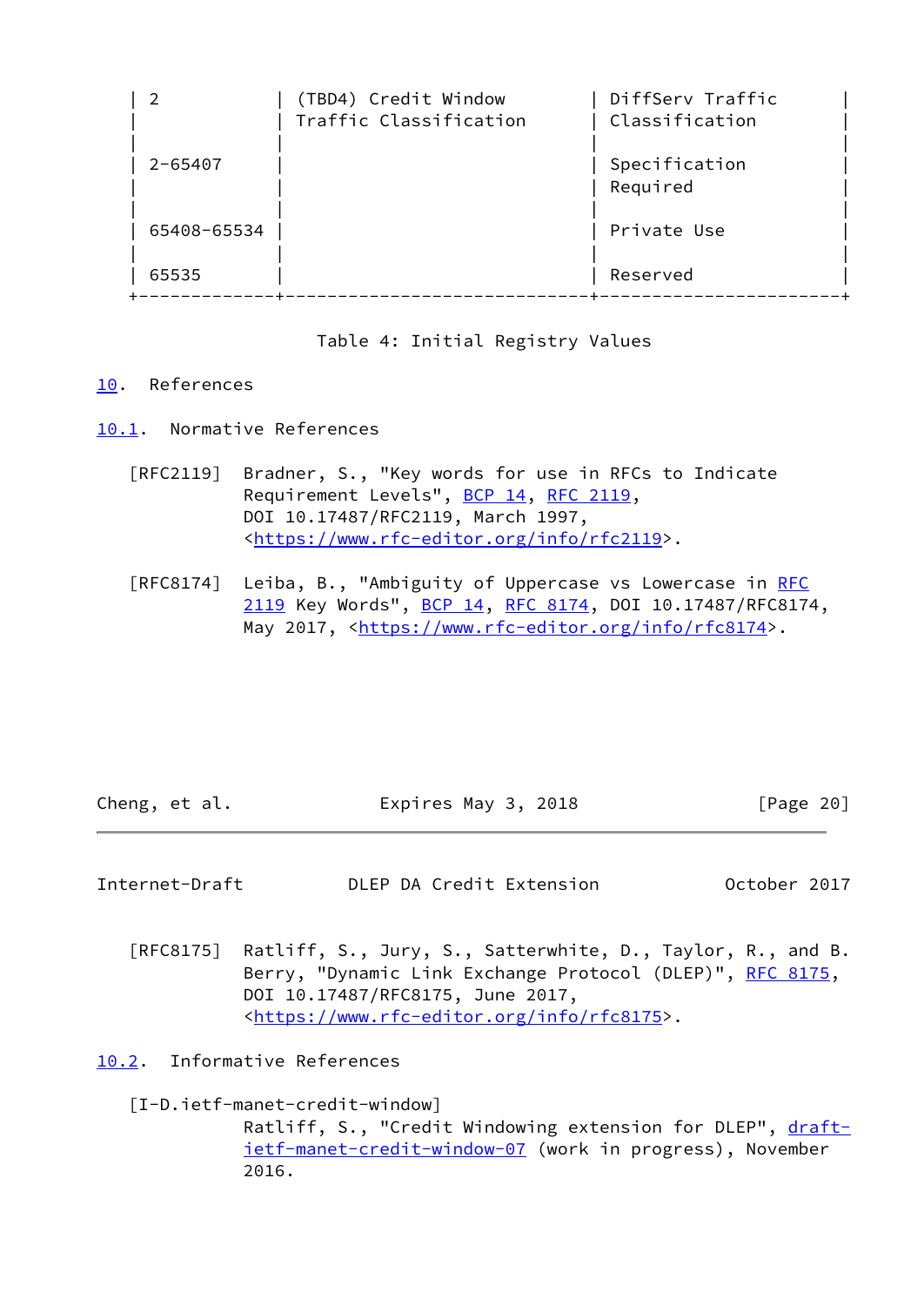| | | |
|---|---|---|
| 2 | (TBD4) Credit Window Traffic Classification | DiffServ Traffic Classification |
| 2-65407 | | Specification Required |
| 65408-65534 | | Private Use |
| 65535 | | Reserved |

Table 4: Initial Registry Values

# 10. References

## 10.1. Normative References

[RFC2119] Bradner, S., "Key words for use in RFCs to Indicate Requirement Levels", BCP 14, RFC 2119, DOI 10.17487/RFC2119, March 1997, <https://www.rfc-editor.org/info/rfc2119>.

[RFC8174] Leiba, B., "Ambiguity of Uppercase vs Lowercase in RFC 2119 Key Words", BCP 14, RFC 8174, DOI 10.17487/RFC8174, May 2017, <https://www.rfc-editor.org/info/rfc8174>.

[RFC8175] Ratliff, S., Jury, S., Satterwhite, D., Taylor, R., and B. Berry, "Dynamic Link Exchange Protocol (DLEP)", RFC 8175, DOI 10.17487/RFC8175, June 2017, <https://www.rfc-editor.org/info/rfc8175>.

## 10.2. Informative References

[I-D.ietf-manet-credit-window] Ratliff, S., "Credit Windowing extension for DLEP", draft-ietf-manet-credit-window-07 (work in progress), November 2016.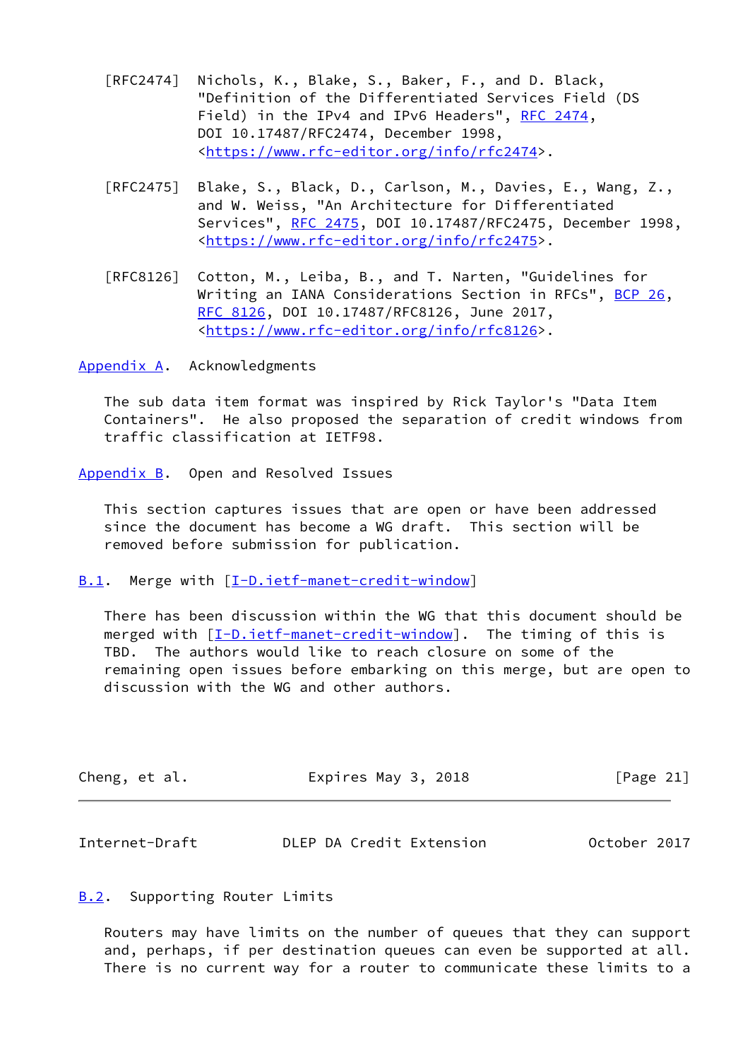[RFC2474] Nichols, K., Blake, S., Baker, F., and D. Black, "Definition of the Differentiated Services Field (DS Field) in the IPv4 and IPv6 Headers", RFC 2474, DOI 10.17487/RFC2474, December 1998, <https://www.rfc-editor.org/info/rfc2474>.

[RFC2475] Blake, S., Black, D., Carlson, M., Davies, E., Wang, Z., and W. Weiss, "An Architecture for Differentiated Services", RFC 2475, DOI 10.17487/RFC2475, December 1998, <https://www.rfc-editor.org/info/rfc2475>.

[RFC8126] Cotton, M., Leiba, B., and T. Narten, "Guidelines for Writing an IANA Considerations Section in RFCs", BCP 26, RFC 8126, DOI 10.17487/RFC8126, June 2017, <https://www.rfc-editor.org/info/rfc8126>.

## Appendix A. Acknowledgments

The sub data item format was inspired by Rick Taylor's "Data Item Containers". He also proposed the separation of credit windows from traffic classification at IETF98.

## Appendix B. Open and Resolved Issues

This section captures issues that are open or have been addressed since the document has become a WG draft. This section will be removed before submission for publication.

### B.1. Merge with [I-D.ietf-manet-credit-window]

There has been discussion within the WG that this document should be merged with [I-D.ietf-manet-credit-window]. The timing of this is TBD. The authors would like to reach closure on some of the remaining open issues before embarking on this merge, but are open to discussion with the WG and other authors.

### B.2. Supporting Router Limits

Routers may have limits on the number of queues that they can support and, perhaps, if per destination queues can even be supported at all. There is no current way for a router to communicate these limits to a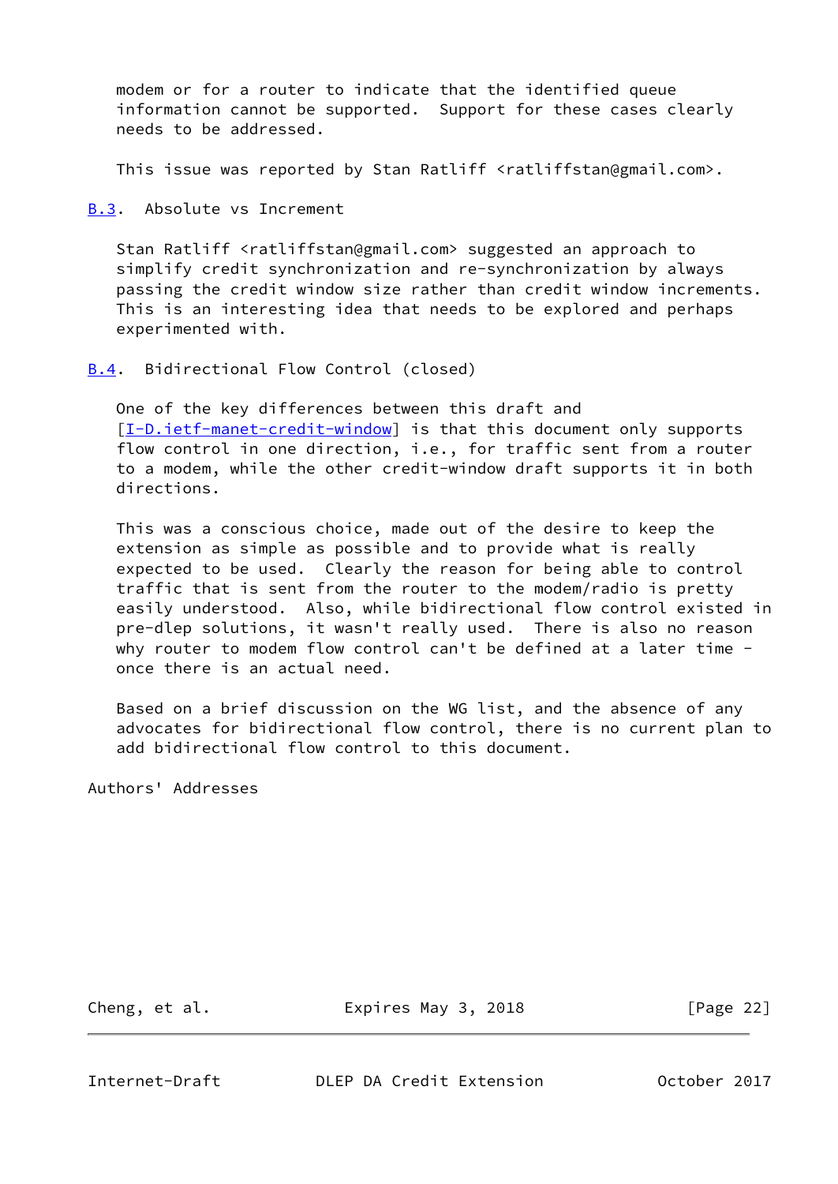modem or for a router to indicate that the identified queue information cannot be supported. Support for these cases clearly needs to be addressed.

This issue was reported by Stan Ratliff <ratliffstan@gmail.com>.

### B.3. Absolute vs Increment

Stan Ratliff <ratliffstan@gmail.com> suggested an approach to simplify credit synchronization and re-synchronization by always passing the credit window size rather than credit window increments. This is an interesting idea that needs to be explored and perhaps experimented with.

### B.4. Bidirectional Flow Control (closed)

One of the key differences between this draft and [I-D.ietf-manet-credit-window] is that this document only supports flow control in one direction, i.e., for traffic sent from a router to a modem, while the other credit-window draft supports it in both directions.

This was a conscious choice, made out of the desire to keep the extension as simple as possible and to provide what is really expected to be used. Clearly the reason for being able to control traffic that is sent from the router to the modem/radio is pretty easily understood. Also, while bidirectional flow control existed in pre-dlep solutions, it wasn't really used. There is also no reason why router to modem flow control can't be defined at a later time - once there is an actual need.

Based on a brief discussion on the WG list, and the absence of any advocates for bidirectional flow control, there is no current plan to add bidirectional flow control to this document.

## Authors' Addresses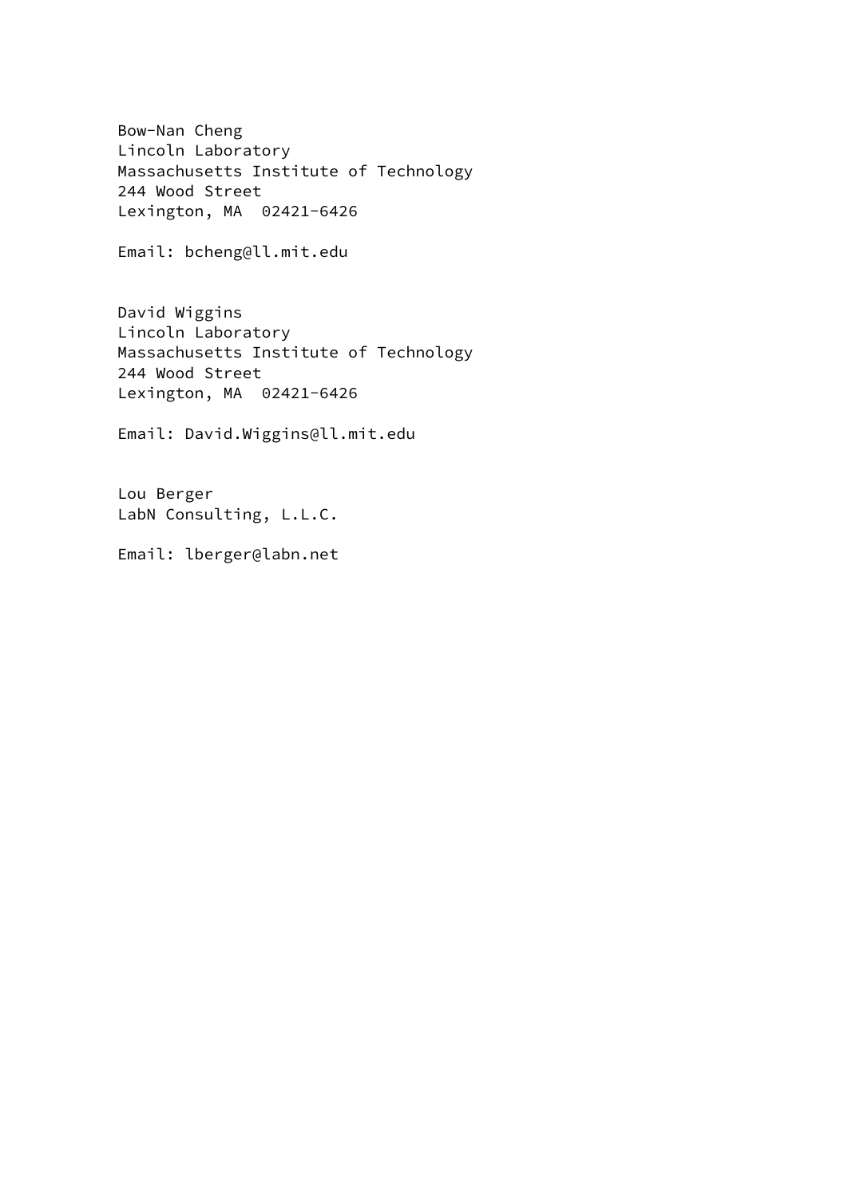Bow-Nan Cheng
Lincoln Laboratory
Massachusetts Institute of Technology
244 Wood Street
Lexington, MA  02421-6426

Email: bcheng@ll.mit.edu

David Wiggins
Lincoln Laboratory
Massachusetts Institute of Technology
244 Wood Street
Lexington, MA  02421-6426

Email: David.Wiggins@ll.mit.edu

Lou Berger
LabN Consulting, L.L.C.

Email: lberger@labn.net